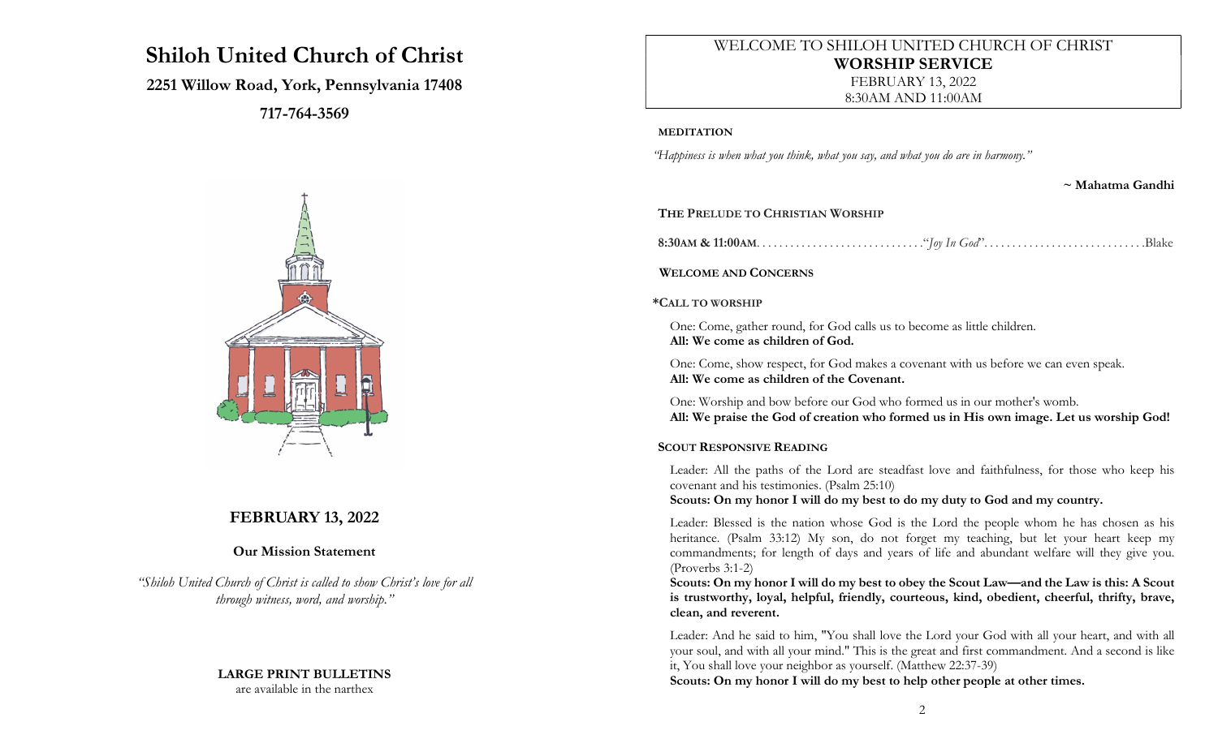# Shiloh United Church of Christ

**2251 Willow Road, York, Pennsylvania 17408**

**717-764-3569**

## FEBRUARY 13, 2022

**Our Mission Statement**

*"Shiloh United Church of Christ is called to show Christ's love for all through witness, word, and worship."*

**LARGE PRINT BULLETINS**
are available in the narthex

---

WELCOME TO SHILOH UNITED CHURCH OF CHRIST
**WORSHIP SERVICE**
FEBRUARY 13, 2022
8:30AM AND 11:00AM

**MEDITATION**

*"Happiness is when what you think, what you say, and what you do are in harmony."*

**~ Mahatma Gandhi**

**THE PRELUDE TO CHRISTIAN WORSHIP**

**8:30AM & 11:00AM**. . . . . . . . . . . . . . . . . . . . . . . . . . . . .*"Joy In God"*. . . . . . . . . . . . . . . . . . . . . . . . . . . .Blake

**WELCOME AND CONCERNS**

**\*CALL TO WORSHIP**

One: Come, gather round, for God calls us to become as little children.
**All: We come as children of God.**

One: Come, show respect, for God makes a covenant with us before we can even speak.
**All: We come as children of the Covenant.**

One: Worship and bow before our God who formed us in our mother's womb.
**All: We praise the God of creation who formed us in His own image. Let us worship God!**

**SCOUT RESPONSIVE READING**

Leader: All the paths of the Lord are steadfast love and faithfulness, for those who keep his covenant and his testimonies. (Psalm 25:10)
**Scouts: On my honor I will do my best to do my duty to God and my country.**

Leader: Blessed is the nation whose God is the Lord the people whom he has chosen as his heritance. (Psalm 33:12) My son, do not forget my teaching, but let your heart keep my commandments; for length of days and years of life and abundant welfare will they give you. (Proverbs 3:1-2)
**Scouts: On my honor I will do my best to obey the Scout Law—and the Law is this: A Scout is trustworthy, loyal, helpful, friendly, courteous, kind, obedient, cheerful, thrifty, brave, clean, and reverent.**

Leader: And he said to him, "You shall love the Lord your God with all your heart, and with all your soul, and with all your mind." This is the great and first commandment. And a second is like it, You shall love your neighbor as yourself. (Matthew 22:37-39)
**Scouts: On my honor I will do my best to help other people at other times.**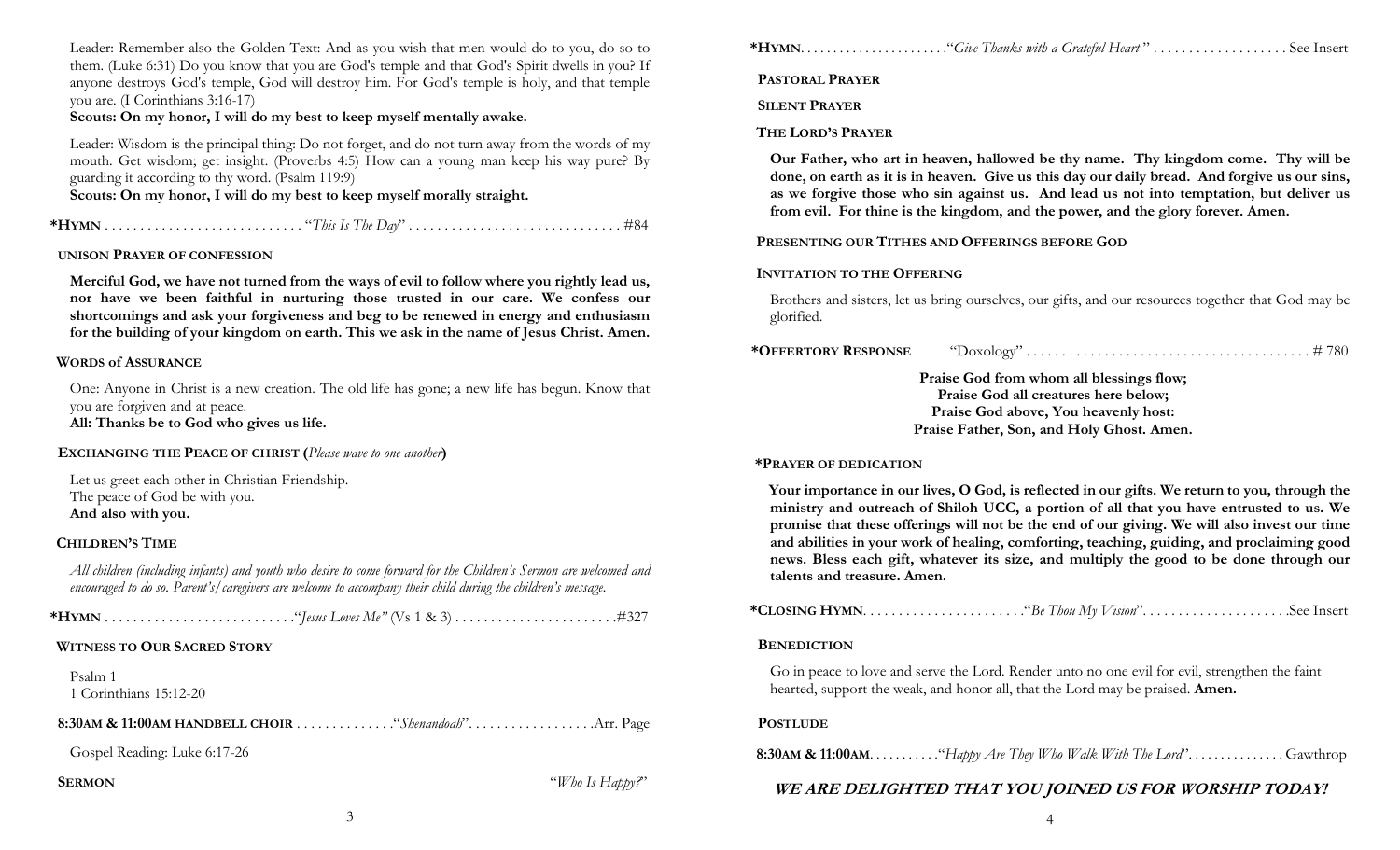Leader: Remember also the Golden Text: And as you wish that men would do to you, do so to them. (Luke 6:31) Do you know that you are God's temple and that God's Spirit dwells in you? If anyone destroys God's temple, God will destroy him. For God's temple is holy, and that temple you are. (I Corinthians 3:16-17)

**Scouts: On my honor, I will do my best to keep myself mentally awake.**

Leader: Wisdom is the principal thing: Do not forget, and do not turn away from the words of my mouth. Get wisdom; get insight. (Proverbs 4:5) How can a young man keep his way pure? By guarding it according to thy word. (Psalm 119:9)

**Scouts: On my honor, I will do my best to keep myself morally straight.**

**\*HYMN** . . . . . . . . . . . . . . . . . . . . . . . . . . . "*This Is The Day*" . . . . . . . . . . . . . . . . . . . . . . . . . . . . . #84

**UNISON PRAYER OF CONFESSION**

**Merciful God, we have not turned from the ways of evil to follow where you rightly lead us, nor have we been faithful in nurturing those trusted in our care. We confess our shortcomings and ask your forgiveness and beg to be renewed in energy and enthusiasm for the building of your kingdom on earth. This we ask in the name of Jesus Christ. Amen.**

**WORDS of ASSURANCE**

One: Anyone in Christ is a new creation. The old life has gone; a new life has begun. Know that you are forgiven and at peace.

**All: Thanks be to God who gives us life.**

**EXCHANGING THE PEACE OF CHRIST (***Please wave to one another***)**

Let us greet each other in Christian Friendship.
The peace of God be with you.
**And also with you.**

**CHILDREN'S TIME**

*All children (including infants) and youth who desire to come forward for the Children's Sermon are welcomed and encouraged to do so. Parent's/caregivers are welcome to accompany their child during the children's message.*

**\*HYMN** . . . . . . . . . . . . . . . . . . . . . . . . . . "*Jesus Loves Me*" (Vs 1 & 3) . . . . . . . . . . . . . . . . . . . . . . #327

**WITNESS TO OUR SACRED STORY**

Psalm 1
1 Corinthians 15:12-20

**8:30AM & 11:00AM HANDBELL CHOIR** . . . . . . . . . . . . . "*Shenandoah*". . . . . . . . . . . . . . . . . Arr. Page

Gospel Reading: Luke 6:17-26

**SERMON** "*Who Is Happy?*"

**\*HYMN**. . . . . . . . . . . . . . . . . . . . . . "*Give Thanks with a Grateful Heart*" . . . . . . . . . . . . . . . . . . See Insert

**PASTORAL PRAYER**

**SILENT PRAYER**

**THE LORD'S PRAYER**

**Our Father, who art in heaven, hallowed be thy name. Thy kingdom come. Thy will be done, on earth as it is in heaven. Give us this day our daily bread. And forgive us our sins, as we forgive those who sin against us. And lead us not into temptation, but deliver us from evil. For thine is the kingdom, and the power, and the glory forever. Amen.**

**PRESENTING OUR TITHES AND OFFERINGS BEFORE GOD**

**INVITATION TO THE OFFERING**

Brothers and sisters, let us bring ourselves, our gifts, and our resources together that God may be glorified.

**\*OFFERTORY RESPONSE** "Doxology" . . . . . . . . . . . . . . . . . . . . . . . . . . . . . . . . . . . . . . . # 780

**Praise God from whom all blessings flow;**
**Praise God all creatures here below;**
**Praise God above, You heavenly host:**
**Praise Father, Son, and Holy Ghost. Amen.**

**\*PRAYER OF DEDICATION**

**Your importance in our lives, O God, is reflected in our gifts. We return to you, through the ministry and outreach of Shiloh UCC, a portion of all that you have entrusted to us. We promise that these offerings will not be the end of our giving. We will also invest our time and abilities in your work of healing, comforting, teaching, guiding, and proclaiming good news. Bless each gift, whatever its size, and multiply the good to be done through our talents and treasure. Amen.**

**\*CLOSING HYMN**. . . . . . . . . . . . . . . . . . . . . . "*Be Thou My Vision*". . . . . . . . . . . . . . . . . . . . See Insert

**BENEDICTION**

Go in peace to love and serve the Lord. Render unto no one evil for evil, strengthen the faint hearted, support the weak, and honor all, that the Lord may be praised. **Amen.**

**POSTLUDE**

**8:30AM & 11:00AM**. . . . . . . . . . "*Happy Are They Who Walk With The Lord*". . . . . . . . . . . . . . Gawthrop

***WE ARE DELIGHTED THAT YOU JOINED US FOR WORSHIP TODAY!***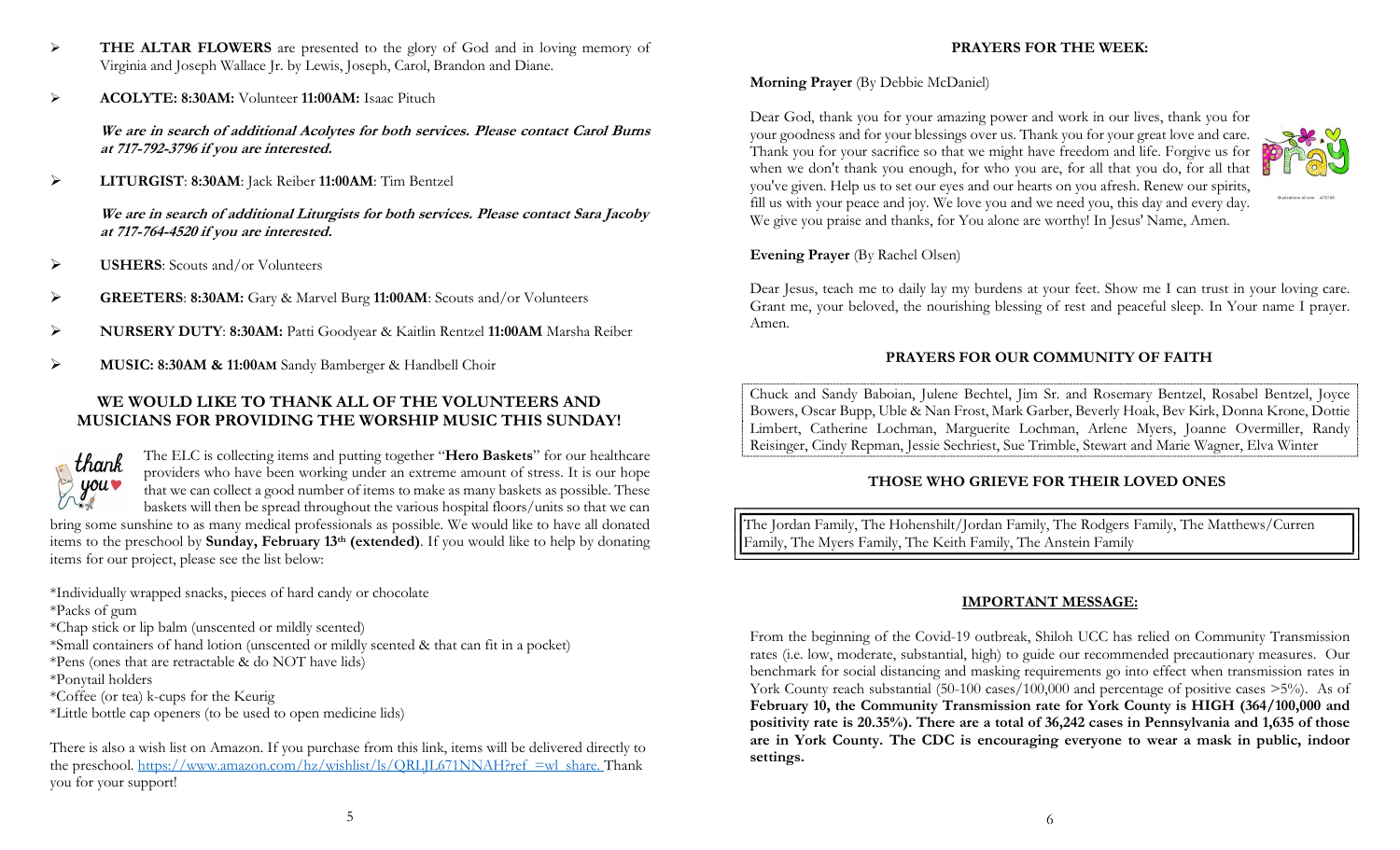- **THE ALTAR FLOWERS** are presented to the glory of God and in loving memory of Virginia and Joseph Wallace Jr. by Lewis, Joseph, Carol, Brandon and Diane.

- **ACOLYTE: 8:30AM:** Volunteer **11:00AM:** Isaac Pituch

  ***We are in search of additional Acolytes for both services. Please contact Carol Burns at 717-792-3796 if you are interested.***

- **LITURGIST**: **8:30AM**: Jack Reiber **11:00AM**: Tim Bentzel

  ***We are in search of additional Liturgists for both services. Please contact Sara Jacoby at 717-764-4520 if you are interested.***

- **USHERS**: Scouts and/or Volunteers

- **GREETERS**: **8:30AM:** Gary & Marvel Burg **11:00AM**: Scouts and/or Volunteers

- **NURSERY DUTY**: **8:30AM:** Patti Goodyear & Kaitlin Rentzel **11:00AM** Marsha Reiber

- **MUSIC: 8:30AM & 11:00AM** Sandy Bamberger & Handbell Choir

## WE WOULD LIKE TO THANK ALL OF THE VOLUNTEERS AND MUSICIANS FOR PROVIDING THE WORSHIP MUSIC THIS SUNDAY!

The ELC is collecting items and putting together "**Hero Baskets**" for our healthcare providers who have been working under an extreme amount of stress. It is our hope that we can collect a good number of items to make as many baskets as possible. These baskets will then be spread throughout the various hospital floors/units so that we can bring some sunshine to as many medical professionals as possible. We would like to have all donated items to the preschool by **Sunday, February 13th (extended)**. If you would like to help by donating items for our project, please see the list below:

*Individually wrapped snacks, pieces of hard candy or chocolate
*Packs of gum
*Chap stick or lip balm (unscented or mildly scented)
*Small containers of hand lotion (unscented or mildly scented & that can fit in a pocket)
*Pens (ones that are retractable & do NOT have lids)
*Ponytail holders
*Coffee (or tea) k-cups for the Keurig
*Little bottle cap openers (to be used to open medicine lids)

There is also a wish list on Amazon. If you purchase from this link, items will be delivered directly to the preschool. https://www.amazon.com/hz/wishlist/ls/QRLJL671NNAH?ref_=wl_share. Thank you for your support!

## PRAYERS FOR THE WEEK:

**Morning Prayer** (By Debbie McDaniel)

Dear God, thank you for your amazing power and work in our lives, thank you for your goodness and for your blessings over us. Thank you for your great love and care. Thank you for your sacrifice so that we might have freedom and life. Forgive us for when we don't thank you enough, for who you are, for all that you do, for all that you've given. Help us to set our eyes and our hearts on you afresh. Renew our spirits, fill us with your peace and joy. We love you and we need you, this day and every day. We give you praise and thanks, for You alone are worthy! In Jesus' Name, Amen.

**Evening Prayer** (By Rachel Olsen)

Dear Jesus, teach me to daily lay my burdens at your feet. Show me I can trust in your loving care. Grant me, your beloved, the nourishing blessing of rest and peaceful sleep. In Your name I prayer. Amen.

## PRAYERS FOR OUR COMMUNITY OF FAITH

Chuck and Sandy Baboian, Julene Bechtel, Jim Sr. and Rosemary Bentzel, Rosabel Bentzel, Joyce Bowers, Oscar Bupp, Uble & Nan Frost, Mark Garber, Beverly Hoak, Bev Kirk, Donna Krone, Dottie Limbert, Catherine Lochman, Marguerite Lochman, Arlene Myers, Joanne Overmiller, Randy Reisinger, Cindy Repman, Jessie Sechriest, Sue Trimble, Stewart and Marie Wagner, Elva Winter

## THOSE WHO GRIEVE FOR THEIR LOVED ONES

The Jordan Family, The Hohenshilt/Jordan Family, The Rodgers Family, The Matthews/Curren Family, The Myers Family, The Keith Family, The Anstein Family

## IMPORTANT MESSAGE:

From the beginning of the Covid-19 outbreak, Shiloh UCC has relied on Community Transmission rates (i.e. low, moderate, substantial, high) to guide our recommended precautionary measures. Our benchmark for social distancing and masking requirements go into effect when transmission rates in York County reach substantial (50-100 cases/100,000 and percentage of positive cases >5%). As of **February 10, the Community Transmission rate for York County is HIGH (364/100,000 and positivity rate is 20.35%). There are a total of 36,242 cases in Pennsylvania and 1,635 of those are in York County. The CDC is encouraging everyone to wear a mask in public, indoor settings.**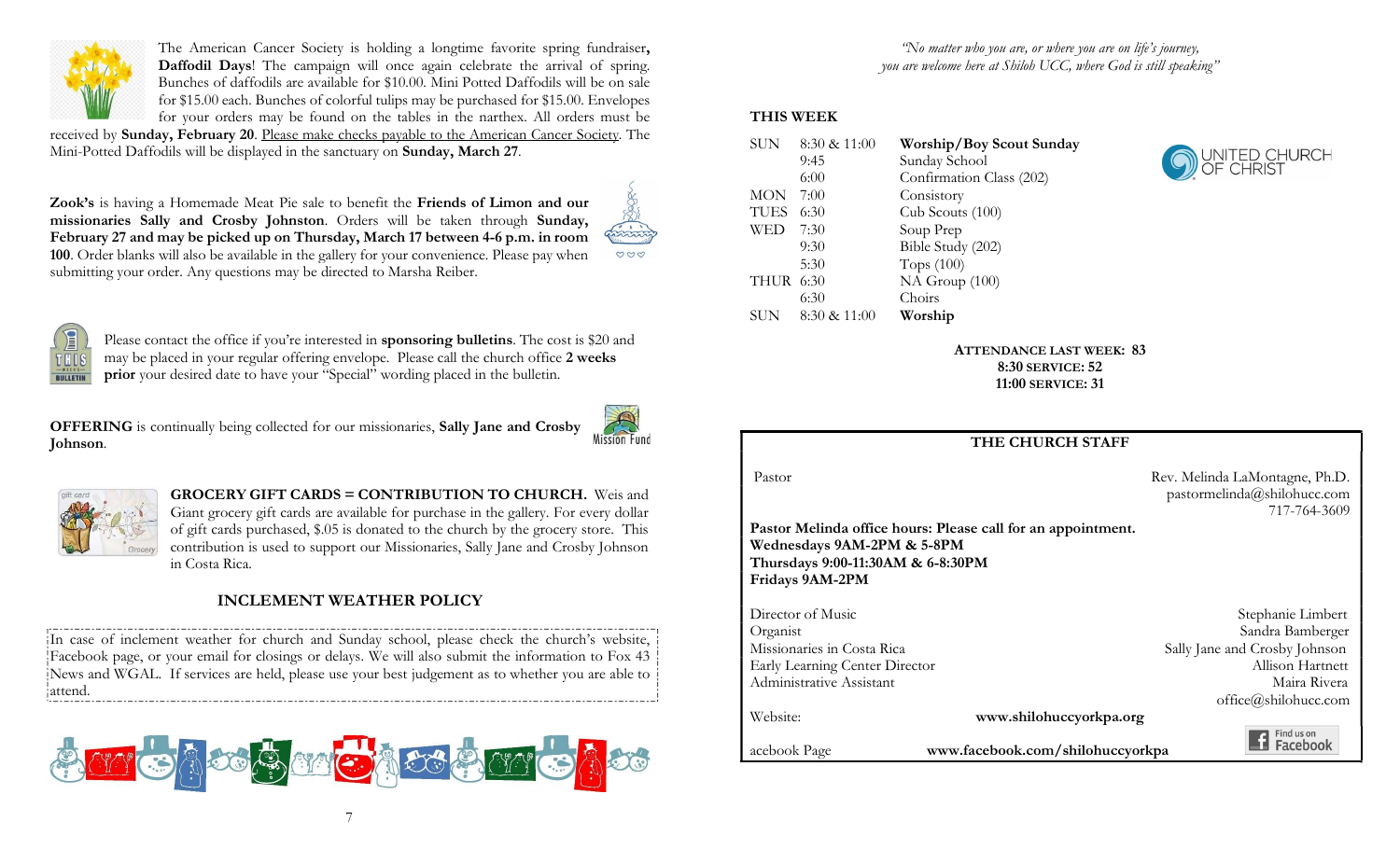The American Cancer Society is holding a longtime favorite spring fundraiser**, Daffodil Days**! The campaign will once again celebrate the arrival of spring. Bunches of daffodils are available for $10.00. Mini Potted Daffodils will be on sale for $15.00 each. Bunches of colorful tulips may be purchased for $15.00. Envelopes for your orders may be found on the tables in the narthex. All orders must be received by **Sunday, February 20**. Please make checks payable to the American Cancer Society. The Mini-Potted Daffodils will be displayed in the sanctuary on **Sunday, March 27**.

**Zook's** is having a Homemade Meat Pie sale to benefit the **Friends of Limon and our missionaries Sally and Crosby Johnston**. Orders will be taken through **Sunday, February 27 and may be picked up on Thursday, March 17 between 4-6 p.m. in room 100**. Order blanks will also be available in the gallery for your convenience. Please pay when submitting your order. Any questions may be directed to Marsha Reiber.

Please contact the office if you're interested in **sponsoring bulletins**. The cost is $20 and may be placed in your regular offering envelope. Please call the church office **2 weeks prior** your desired date to have your "Special" wording placed in the bulletin.

**OFFERING** is continually being collected for our missionaries, **Sally Jane and Crosby Johnson**.

**GROCERY GIFT CARDS = CONTRIBUTION TO CHURCH.** Weis and Giant grocery gift cards are available for purchase in the gallery. For every dollar of gift cards purchased, $.05 is donated to the church by the grocery store. This contribution is used to support our Missionaries, Sally Jane and Crosby Johnson in Costa Rica.

## INCLEMENT WEATHER POLICY

In case of inclement weather for church and Sunday school, please check the church's website, Facebook page, or your email for closings or delays. We will also submit the information to Fox 43 News and WGAL. If services are held, please use your best judgement as to whether you are able to attend.

*"No matter who you are, or where you are on life's journey, you are welcome here at Shiloh UCC, where God is still speaking"*

### THIS WEEK

| | | |
|---|---|---|
| SUN | 8:30 & 11:00 | **Worship/Boy Scout Sunday** |
| | 9:45 | Sunday School |
| | 6:00 | Confirmation Class (202) |
| MON | 7:00 | Consistory |
| TUES | 6:30 | Cub Scouts (100) |
| WED | 7:30 | Soup Prep |
| | 9:30 | Bible Study (202) |
| | 5:30 | Tops (100) |
| THUR | 6:30 | NA Group (100) |
| | 6:30 | Choirs |
| SUN | 8:30 & 11:00 | **Worship** |

**ATTENDANCE LAST WEEK: 83**
**8:30 SERVICE: 52**
**11:00 SERVICE: 31**

### THE CHURCH STAFF

Pastor — Rev. Melinda LaMontagne, Ph.D.
pastormelinda@shilohucc.com
717-764-3609

**Pastor Melinda office hours: Please call for an appointment.**
**Wednesdays 9AM-2PM & 5-8PM**
**Thursdays 9:00-11:30AM & 6-8:30PM**
**Fridays 9AM-2PM**

| | |
|---|---|
| Director of Music | Stephanie Limbert |
| Organist | Sandra Bamberger |
| Missionaries in Costa Rica | Sally Jane and Crosby Johnson |
| Early Learning Center Director | Allison Hartnett |
| Administrative Assistant | Maira Rivera<br>office@shilohucc.com |

Website: **www.shilohuccyorkpa.org**

acebook Page **www.facebook.com/shilohuccyorkpa**